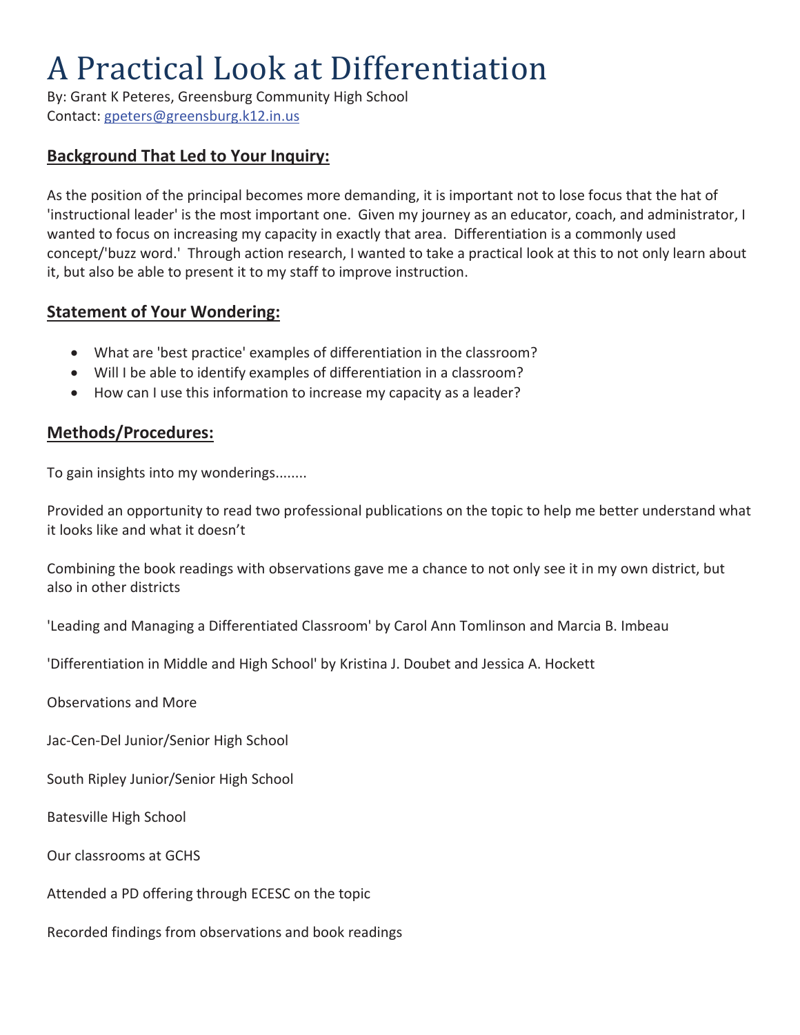# A Practical Look at Differentiation

By: Grant K Peteres, Greensburg Community High School
Contact: gpeters@greensburg.k12.in.us

## Background That Led to Your Inquiry:

As the position of the principal becomes more demanding, it is important not to lose focus that the hat of 'instructional leader' is the most important one. Given my journey as an educator, coach, and administrator, I wanted to focus on increasing my capacity in exactly that area. Differentiation is a commonly used concept/'buzz word.' Through action research, I wanted to take a practical look at this to not only learn about it, but also be able to present it to my staff to improve instruction.

## Statement of Your Wondering:

- What are 'best practice' examples of differentiation in the classroom?
- Will I be able to identify examples of differentiation in a classroom?
- How can I use this information to increase my capacity as a leader?

## Methods/Procedures:

To gain insights into my wonderings........

Provided an opportunity to read two professional publications on the topic to help me better understand what it looks like and what it doesn't

Combining the book readings with observations gave me a chance to not only see it in my own district, but also in other districts

'Leading and Managing a Differentiated Classroom' by Carol Ann Tomlinson and Marcia B. Imbeau

'Differentiation in Middle and High School' by Kristina J. Doubet and Jessica A. Hockett

Observations and More

Jac-Cen-Del Junior/Senior High School

South Ripley Junior/Senior High School

Batesville High School

Our classrooms at GCHS

Attended a PD offering through ECESC on the topic

Recorded findings from observations and book readings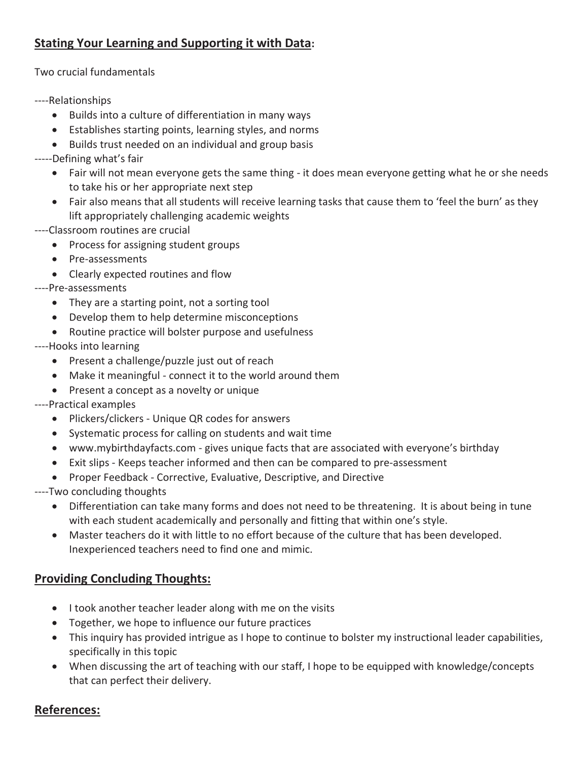## **Stating Your Learning and Supporting it with Data:**

Two crucial fundamentals

----Relationships

- Builds into a culture of differentiation in many ways
- Establishes starting points, learning styles, and norms
- Builds trust needed on an individual and group basis

-----Defining what's fair

- Fair will not mean everyone gets the same thing - it does mean everyone getting what he or she needs to take his or her appropriate next step
- Fair also means that all students will receive learning tasks that cause them to 'feel the burn' as they lift appropriately challenging academic weights

----Classroom routines are crucial

- Process for assigning student groups
- Pre-assessments
- Clearly expected routines and flow

----Pre-assessments

- They are a starting point, not a sorting tool
- Develop them to help determine misconceptions
- Routine practice will bolster purpose and usefulness

----Hooks into learning

- Present a challenge/puzzle just out of reach
- Make it meaningful - connect it to the world around them
- Present a concept as a novelty or unique

----Practical examples

- Plickers/clickers - Unique QR codes for answers
- Systematic process for calling on students and wait time
- www.mybirthdayfacts.com - gives unique facts that are associated with everyone's birthday
- Exit slips - Keeps teacher informed and then can be compared to pre-assessment
- Proper Feedback - Corrective, Evaluative, Descriptive, and Directive

----Two concluding thoughts

- Differentiation can take many forms and does not need to be threatening. It is about being in tune with each student academically and personally and fitting that within one's style.
- Master teachers do it with little to no effort because of the culture that has been developed. Inexperienced teachers need to find one and mimic.

## **Providing Concluding Thoughts:**

- I took another teacher leader along with me on the visits
- Together, we hope to influence our future practices
- This inquiry has provided intrigue as I hope to continue to bolster my instructional leader capabilities, specifically in this topic
- When discussing the art of teaching with our staff, I hope to be equipped with knowledge/concepts that can perfect their delivery.

## **References:**